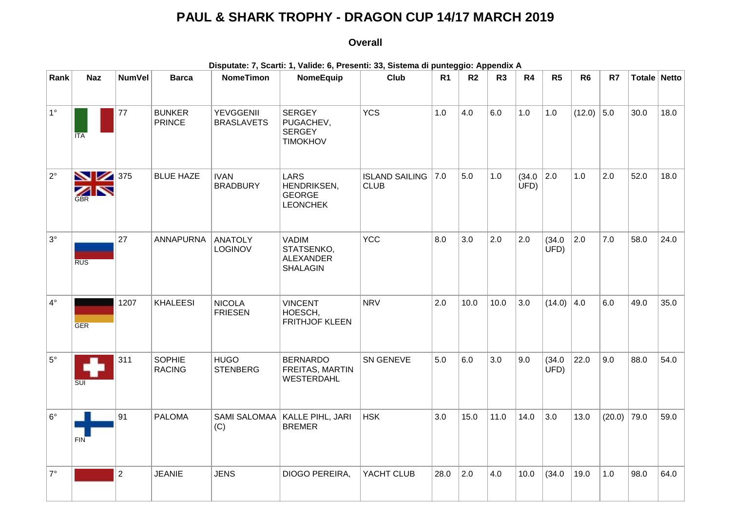# PAUL & SHARK TROPHY - DRAGON CUP 14/17 MARCH 2019

## Overall

**Disputate: 7, Scarti: 1, Valide: 6, Presenti: 33, Sistema di punteggio: Appendix A**

| Rank | Naz | NumVel | Barca | NomeTimon | NomeEquip | Club | R1 | R2 | R3 | R4 | R5 | R6 | R7 | Totale | Netto |
|---|---|---|---|---|---|---|---|---|---|---|---|---|---|---|---|
| 1° | ITA | 77 | BUNKER PRINCE | YEVGGENII BRASLAVETS | SERGEY PUGACHEV, SERGEY TIMOKHOV | YCS | 1.0 | 4.0 | 6.0 | 1.0 | 1.0 | (12.0) | 5.0 | 30.0 | 18.0 |
| 2° | GBR | 375 | BLUE HAZE | IVAN BRADBURY | LARS HENDRIKSEN, GEORGE LEONCHEK | ISLAND SAILING CLUB | 7.0 | 5.0 | 1.0 | (34.0 UFD) | 2.0 | 1.0 | 2.0 | 52.0 | 18.0 |
| 3° | RUS | 27 | ANNAPURNA | ANATOLY LOGINOV | VADIM STATSENKO, ALEXANDER SHALAGIN | YCC | 8.0 | 3.0 | 2.0 | 2.0 | (34.0 UFD) | 2.0 | 7.0 | 58.0 | 24.0 |
| 4° | GER | 1207 | KHALEESI | NICOLA FRIESEN | VINCENT HOESCH, FRITHJOF KLEEN | NRV | 2.0 | 10.0 | 10.0 | 3.0 | (14.0) | 4.0 | 6.0 | 49.0 | 35.0 |
| 5° | SUI | 311 | SOPHIE RACING | HUGO STENBERG | BERNARDO FREITAS, MARTIN WESTERDAHL | SN GENEVE | 5.0 | 6.0 | 3.0 | 9.0 | (34.0 UFD) | 22.0 | 9.0 | 88.0 | 54.0 |
| 6° | FIN | 91 | PALOMA | SAMI SALOMAA (C) | KALLE PIHL, JARI BREMER | HSK | 3.0 | 15.0 | 11.0 | 14.0 | 3.0 | 13.0 | (20.0) | 79.0 | 59.0 |
| 7° | | 2 | JEANIE | JENS | DIOGO PEREIRA, | YACHT CLUB | 28.0 | 2.0 | 4.0 | 10.0 | (34.0 | 19.0 | 1.0 | 98.0 | 64.0 |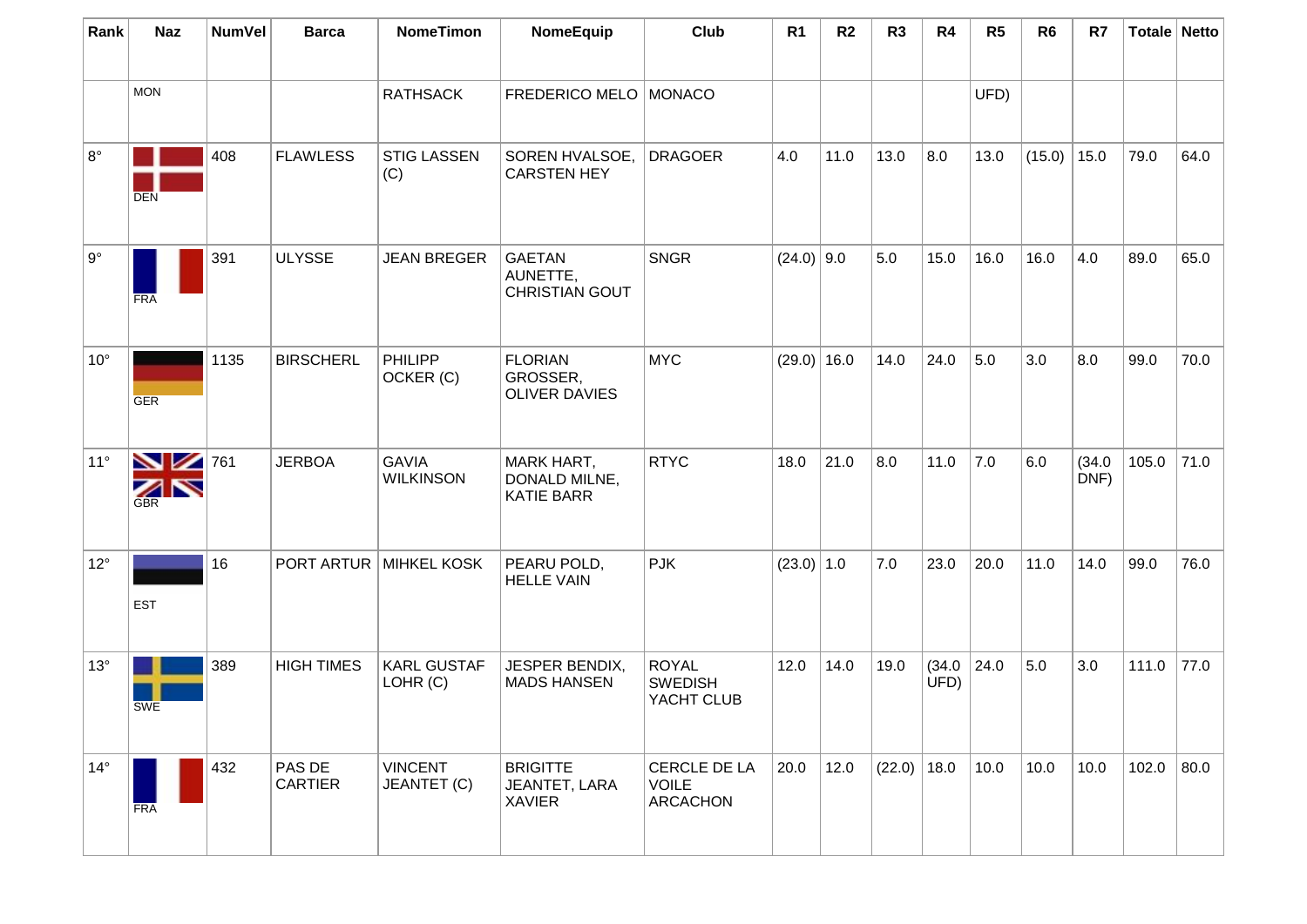| Rank | Naz | NumVel | Barca | NomeTimon | NomeEquip | Club | R1 | R2 | R3 | R4 | R5 | R6 | R7 | Totale | Netto |
|---|---|---|---|---|---|---|---|---|---|---|---|---|---|---|---|
| | MON | | | RATHSACK | FREDERICO MELO | MONACO | | | | | UFD) | | | | |
| 8° | DEN | 408 | FLAWLESS | STIG LASSEN (C) | SOREN HVALSOE, CARSTEN HEY | DRAGOER | 4.0 | 11.0 | 13.0 | 8.0 | 13.0 | (15.0) | 15.0 | 79.0 | 64.0 |
| 9° | FRA | 391 | ULYSSE | JEAN BREGER | GAETAN AUNETTE, CHRISTIAN GOUT | SNGR | (24.0) | 9.0 | 5.0 | 15.0 | 16.0 | 16.0 | 4.0 | 89.0 | 65.0 |
| 10° | GER | 1135 | BIRSCHERL | PHILIPP OCKER (C) | FLORIAN GROSSER, OLIVER DAVIES | MYC | (29.0) | 16.0 | 14.0 | 24.0 | 5.0 | 3.0 | 8.0 | 99.0 | 70.0 |
| 11° | GBR | 761 | JERBOA | GAVIA WILKINSON | MARK HART, DONALD MILNE, KATIE BARR | RTYC | 18.0 | 21.0 | 8.0 | 11.0 | 7.0 | 6.0 | (34.0 DNF) | 105.0 | 71.0 |
| 12° | EST | 16 | PORT ARTUR | MIHKEL KOSK | PEARU POLD, HELLE VAIN | PJK | (23.0) | 1.0 | 7.0 | 23.0 | 20.0 | 11.0 | 14.0 | 99.0 | 76.0 |
| 13° | SWE | 389 | HIGH TIMES | KARL GUSTAF LOHR (C) | JESPER BENDIX, MADS HANSEN | ROYAL SWEDISH YACHT CLUB | 12.0 | 14.0 | 19.0 | (34.0 UFD) | 24.0 | 5.0 | 3.0 | 111.0 | 77.0 |
| 14° | FRA | 432 | PAS DE CARTIER | VINCENT JEANTET (C) | BRIGITTE JEANTET, LARA XAVIER | CERCLE DE LA VOILE ARCACHON | 20.0 | 12.0 | (22.0) | 18.0 | 10.0 | 10.0 | 10.0 | 102.0 | 80.0 |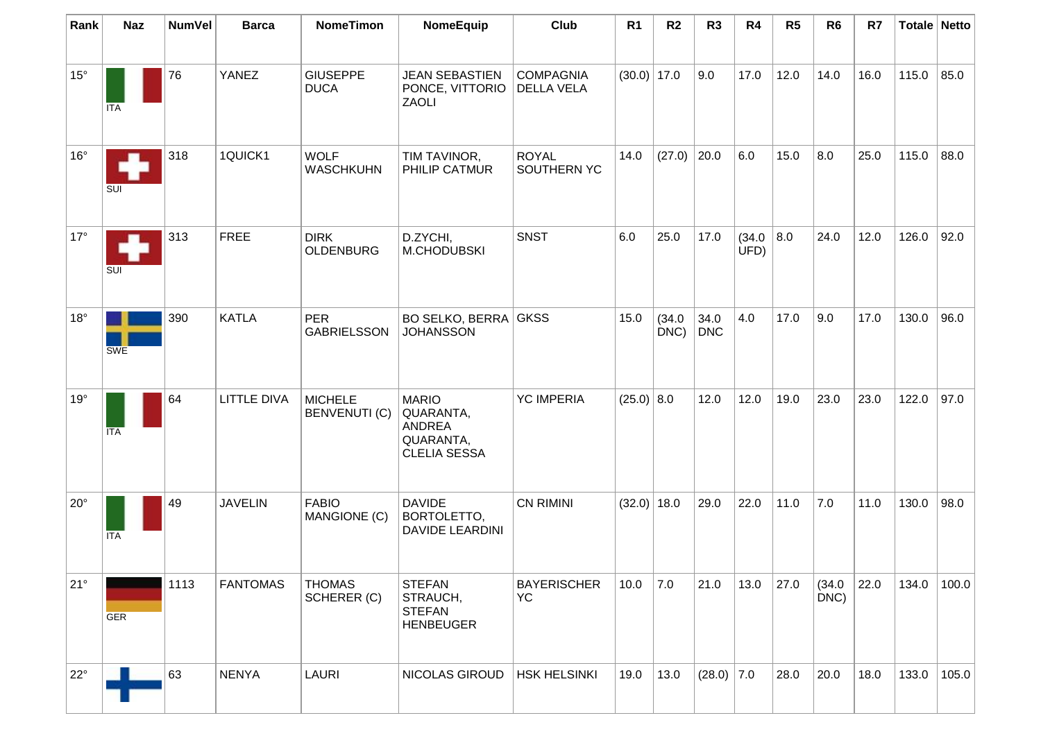| Rank | Naz | NumVel | Barca | NomeTimon | NomeEquip | Club | R1 | R2 | R3 | R4 | R5 | R6 | R7 | Totale | Netto |
|---|---|---|---|---|---|---|---|---|---|---|---|---|---|---|---|
| 15° | ITA | 76 | YANEZ | GIUSEPPE DUCA | JEAN SEBASTIEN PONCE, VITTORIO ZAOLI | COMPAGNIA DELLA VELA | (30.0) | 17.0 | 9.0 | 17.0 | 12.0 | 14.0 | 16.0 | 115.0 | 85.0 |
| 16° | SUI | 318 | 1QUICK1 | WOLF WASCHKUHN | TIM TAVINOR, PHILIP CATMUR | ROYAL SOUTHERN YC | 14.0 | (27.0) | 20.0 | 6.0 | 15.0 | 8.0 | 25.0 | 115.0 | 88.0 |
| 17° | SUI | 313 | FREE | DIRK OLDENBURG | D.ZYCHI, M.CHODUBSKI | SNST | 6.0 | 25.0 | 17.0 | (34.0 UFD) | 8.0 | 24.0 | 12.0 | 126.0 | 92.0 |
| 18° | SWE | 390 | KATLA | PER GABRIELSSON | BO SELKO, BERRA JOHANSSON | GKSS | 15.0 | (34.0 DNC) | 34.0 DNC | 4.0 | 17.0 | 9.0 | 17.0 | 130.0 | 96.0 |
| 19° | ITA | 64 | LITTLE DIVA | MICHELE BENVENUTI (C) | MARIO QUARANTA, ANDREA QUARANTA, CLELIA SESSA | YC IMPERIA | (25.0) | 8.0 | 12.0 | 12.0 | 19.0 | 23.0 | 23.0 | 122.0 | 97.0 |
| 20° | ITA | 49 | JAVELIN | FABIO MANGIONE (C) | DAVIDE BORTOLETTO, DAVIDE LEARDINI | CN RIMINI | (32.0) | 18.0 | 29.0 | 22.0 | 11.0 | 7.0 | 11.0 | 130.0 | 98.0 |
| 21° | GER | 1113 | FANTOMAS | THOMAS SCHERER (C) | STEFAN STRAUCH, STEFAN HENBEUGER | BAYERISCHER YC | 10.0 | 7.0 | 21.0 | 13.0 | 27.0 | (34.0 DNC) | 22.0 | 134.0 | 100.0 |
| 22° | | 63 | NENYA | LAURI | NICOLAS GIROUD | HSK HELSINKI | 19.0 | 13.0 | (28.0) | 7.0 | 28.0 | 20.0 | 18.0 | 133.0 | 105.0 |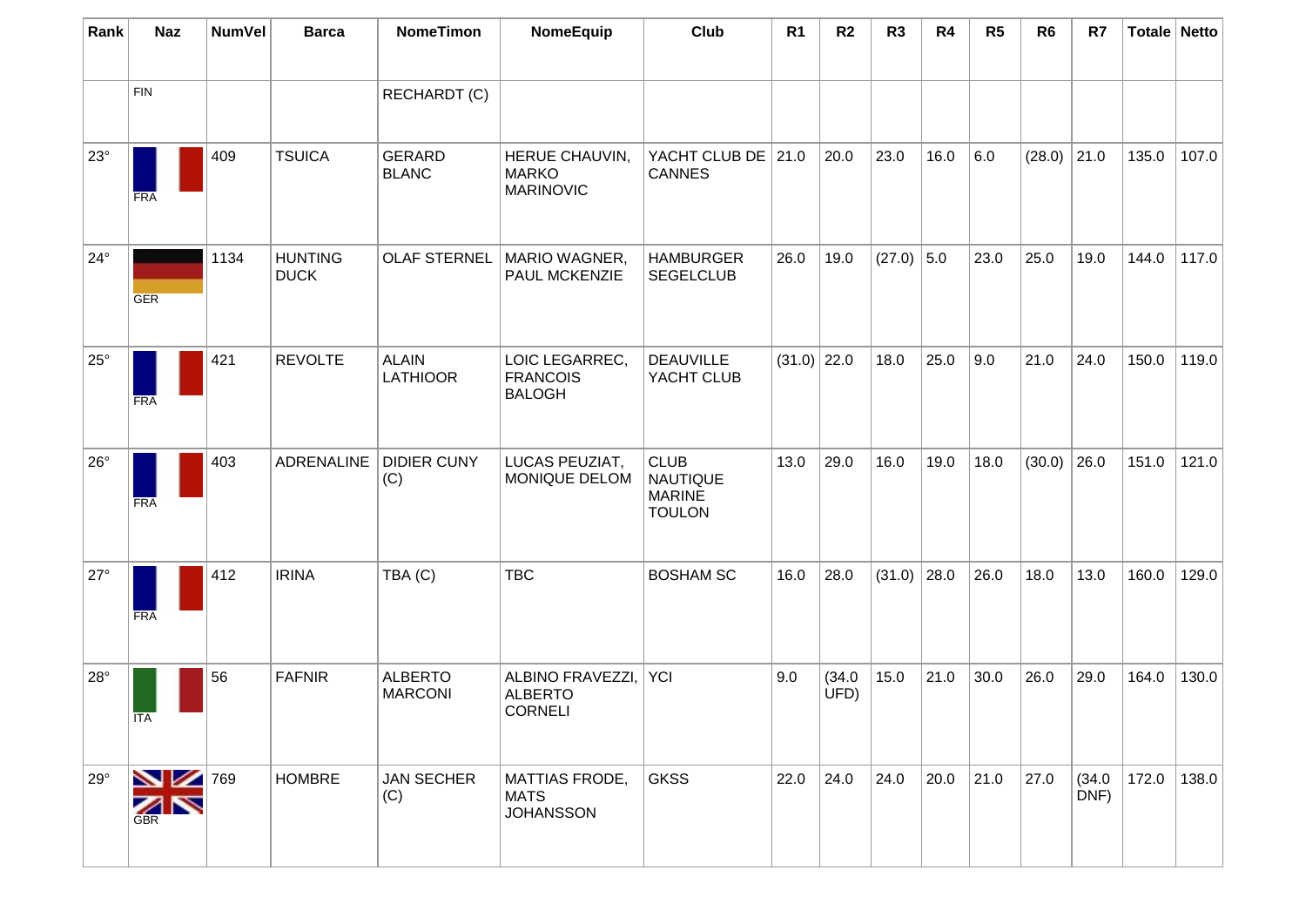| Rank | Naz | NumVel | Barca | NomeTimon | NomeEquip | Club | R1 | R2 | R3 | R4 | R5 | R6 | R7 | Totale | Netto |
|---|---|---|---|---|---|---|---|---|---|---|---|---|---|---|---|
| | FIN | | | RECHARDT (C) | | | | | | | | | | | |
| 23° | FRA | 409 | TSUICA | GERARD BLANC | HERUE CHAUVIN, MARKO MARINOVIC | YACHT CLUB DE CANNES | 21.0 | 20.0 | 23.0 | 16.0 | 6.0 | (28.0) | 21.0 | 135.0 | 107.0 |
| 24° | GER | 1134 | HUNTING DUCK | OLAF STERNEL | MARIO WAGNER, PAUL MCKENZIE | HAMBURGER SEGELCLUB | 26.0 | 19.0 | (27.0) | 5.0 | 23.0 | 25.0 | 19.0 | 144.0 | 117.0 |
| 25° | FRA | 421 | REVOLTE | ALAIN LATHIOOR | LOIC LEGARREC, FRANCOIS BALOGH | DEAUVILLE YACHT CLUB | (31.0) | 22.0 | 18.0 | 25.0 | 9.0 | 21.0 | 24.0 | 150.0 | 119.0 |
| 26° | FRA | 403 | ADRENALINE | DIDIER CUNY (C) | LUCAS PEUZIAT, MONIQUE DELOM | CLUB NAUTIQUE MARINE TOULON | 13.0 | 29.0 | 16.0 | 19.0 | 18.0 | (30.0) | 26.0 | 151.0 | 121.0 |
| 27° | FRA | 412 | IRINA | TBA (C) | TBC | BOSHAM SC | 16.0 | 28.0 | (31.0) | 28.0 | 26.0 | 18.0 | 13.0 | 160.0 | 129.0 |
| 28° | ITA | 56 | FAFNIR | ALBERTO MARCONI | ALBINO FRAVEZZI, ALBERTO CORNELI | YCI | 9.0 | (34.0 UFD) | 15.0 | 21.0 | 30.0 | 26.0 | 29.0 | 164.0 | 130.0 |
| 29° | GBR | 769 | HOMBRE | JAN SECHER (C) | MATTIAS FRODE, MATS JOHANSSON | GKSS | 22.0 | 24.0 | 24.0 | 20.0 | 21.0 | 27.0 | (34.0 DNF) | 172.0 | 138.0 |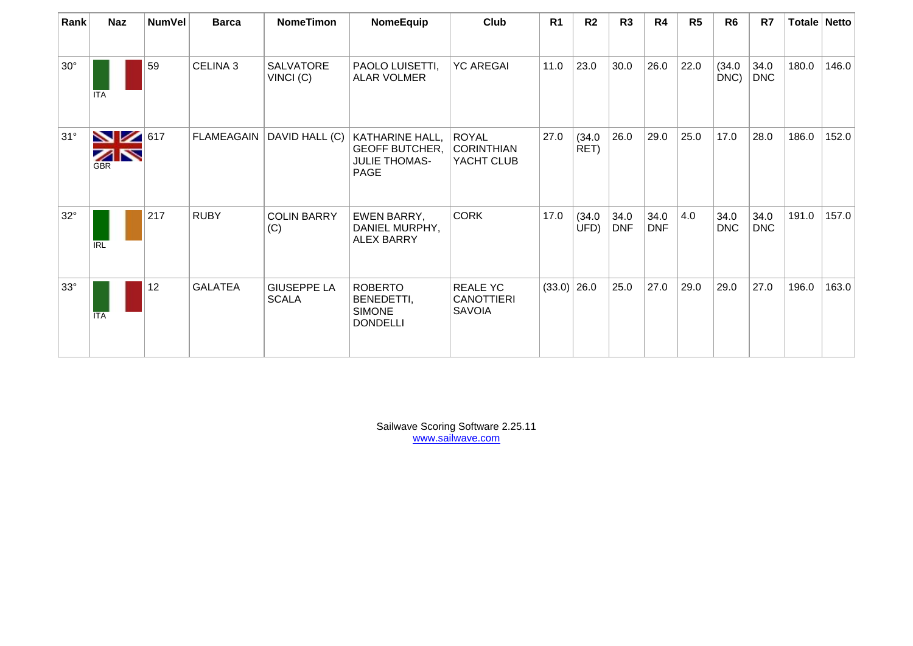| Rank | Naz | NumVel | Barca | NomeTimon | NomeEquip | Club | R1 | R2 | R3 | R4 | R5 | R6 | R7 | Totale | Netto |
|---|---|---|---|---|---|---|---|---|---|---|---|---|---|---|---|
| 30° | ITA | 59 | CELINA 3 | SALVATORE VINCI (C) | PAOLO LUISETTI, ALAR VOLMER | YC AREGAI | 11.0 | 23.0 | 30.0 | 26.0 | 22.0 | (34.0 DNC) | 34.0 DNC | 180.0 | 146.0 |
| 31° | GBR | 617 | FLAMEAGAIN | DAVID HALL (C) | KATHARINE HALL, GEOFF BUTCHER, JULIE THOMAS-PAGE | ROYAL CORINTHIAN YACHT CLUB | 27.0 | (34.0 RET) | 26.0 | 29.0 | 25.0 | 17.0 | 28.0 | 186.0 | 152.0 |
| 32° | IRL | 217 | RUBY | COLIN BARRY (C) | EWEN BARRY, DANIEL MURPHY, ALEX BARRY | CORK | 17.0 | (34.0 UFD) | 34.0 DNF | 34.0 DNF | 4.0 | 34.0 DNC | 34.0 DNC | 191.0 | 157.0 |
| 33° | ITA | 12 | GALATEA | GIUSEPPE LA SCALA | ROBERTO BENEDETTI, SIMONE DONDELLI | REALE YC CANOTTIERI SAVOIA | (33.0) | 26.0 | 25.0 | 27.0 | 29.0 | 29.0 | 27.0 | 196.0 | 163.0 |

Sailwave Scoring Software 2.25.11
www.sailwave.com